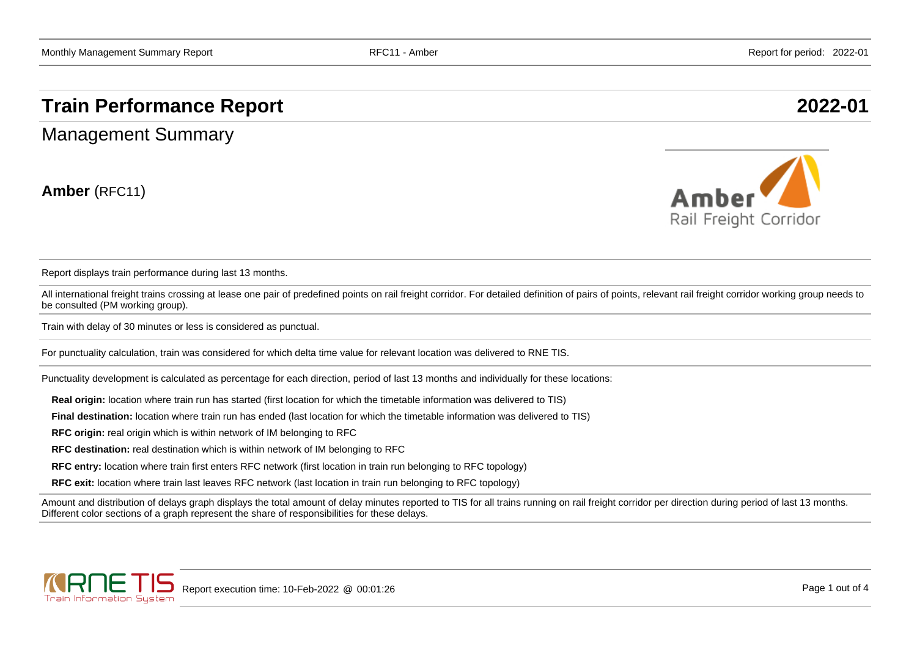# Train Performance Report 2022-01

## Management Summary

**Amber** (RFC11)

Report displays train performance during last 13 months.

All international freight trains crossing at lease one pair of predefined points on rail freight corridor. For detailed definition of pairs of points, relevant rail freight corridor working group needs to be consulted (PM working group).

Train with delay of 30 minutes or less is considered as punctual.

For punctuality calculation, train was considered for which delta time value for relevant location was delivered to RNE TIS.

Punctuality development is calculated as percentage for each direction, period of last 13 months and individually for these locations:

**Real origin:** location where train run has started (first location for which the timetable information was delivered to TIS)

**Final destination:** location where train run has ended (last location for which the timetable information was delivered to TIS)

**RFC origin:** real origin which is within network of IM belonging to RFC

**RFC destination:** real destination which is within network of IM belonging to RFC

**RFC entry:** location where train first enters RFC network (first location in train run belonging to RFC topology)

**RFC exit:** location where train last leaves RFC network (last location in train run belonging to RFC topology)

Amount and distribution of delays graph displays the total amount of delay minutes reported to TIS for all trains running on rail freight corridor per direction during period of last 13 months. Different color sections of a graph represent the share of responsibilities for these delays.

Report execution time: 10-Feb-2022 @ 00:01:26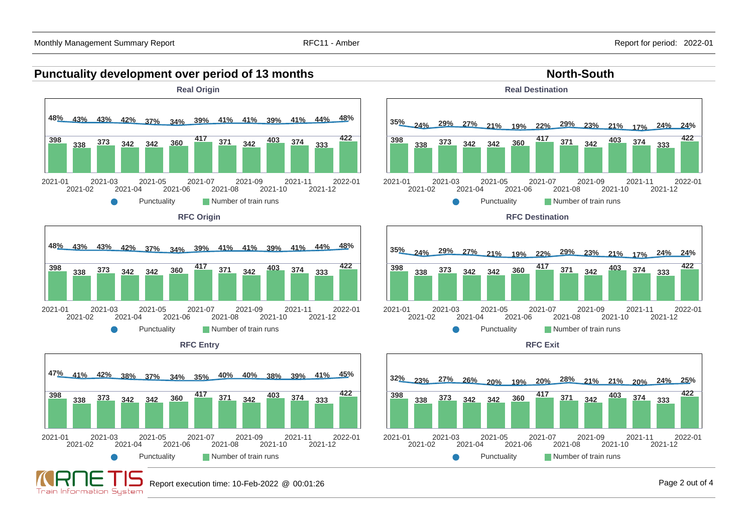## Punctuality development over period of 13 months

### North-South

#### Real Origin

| Month | 2021-01 | 2021-02 | 2021-03 | 2021-04 | 2021-05 | 2021-06 | 2021-07 | 2021-08 | 2021-09 | 2021-10 | 2021-11 | 2021-12 | 2022-01 |
|---|---|---|---|---|---|---|---|---|---|---|---|---|---|
| Punctuality | 48% | 43% | 43% | 42% | 37% | 34% | 39% | 41% | 41% | 39% | 41% | 44% | 48% |
| Number of train runs | 398 | 338 | 373 | 342 | 342 | 360 | 417 | 371 | 342 | 403 | 374 | 333 | 422 |

#### Real Destination

| Month | 2021-01 | 2021-02 | 2021-03 | 2021-04 | 2021-05 | 2021-06 | 2021-07 | 2021-08 | 2021-09 | 2021-10 | 2021-11 | 2021-12 | 2022-01 |
|---|---|---|---|---|---|---|---|---|---|---|---|---|---|
| Punctuality | 35% | 24% | 29% | 27% | 21% | 19% | 22% | 29% | 23% | 21% | 17% | 24% | 24% |
| Number of train runs | 398 | 338 | 373 | 342 | 342 | 360 | 417 | 371 | 342 | 403 | 374 | 333 | 422 |

#### RFC Origin

| Month | 2021-01 | 2021-02 | 2021-03 | 2021-04 | 2021-05 | 2021-06 | 2021-07 | 2021-08 | 2021-09 | 2021-10 | 2021-11 | 2021-12 | 2022-01 |
|---|---|---|---|---|---|---|---|---|---|---|---|---|---|
| Punctuality | 48% | 43% | 43% | 42% | 37% | 34% | 39% | 41% | 41% | 39% | 41% | 44% | 48% |
| Number of train runs | 398 | 338 | 373 | 342 | 342 | 360 | 417 | 371 | 342 | 403 | 374 | 333 | 422 |

#### RFC Destination

| Month | 2021-01 | 2021-02 | 2021-03 | 2021-04 | 2021-05 | 2021-06 | 2021-07 | 2021-08 | 2021-09 | 2021-10 | 2021-11 | 2021-12 | 2022-01 |
|---|---|---|---|---|---|---|---|---|---|---|---|---|---|
| Punctuality | 35% | 24% | 29% | 27% | 21% | 19% | 22% | 29% | 23% | 21% | 17% | 24% | 24% |
| Number of train runs | 398 | 338 | 373 | 342 | 342 | 360 | 417 | 371 | 342 | 403 | 374 | 333 | 422 |

#### RFC Entry

| Month | 2021-01 | 2021-02 | 2021-03 | 2021-04 | 2021-05 | 2021-06 | 2021-07 | 2021-08 | 2021-09 | 2021-10 | 2021-11 | 2021-12 | 2022-01 |
|---|---|---|---|---|---|---|---|---|---|---|---|---|---|
| Punctuality | 47% | 41% | 42% | 38% | 37% | 34% | 35% | 40% | 40% | 38% | 39% | 41% | 45% |
| Number of train runs | 398 | 338 | 373 | 342 | 342 | 360 | 417 | 371 | 342 | 403 | 374 | 333 | 422 |

#### RFC Exit

| Month | 2021-01 | 2021-02 | 2021-03 | 2021-04 | 2021-05 | 2021-06 | 2021-07 | 2021-08 | 2021-09 | 2021-10 | 2021-11 | 2021-12 | 2022-01 |
|---|---|---|---|---|---|---|---|---|---|---|---|---|---|
| Punctuality | 32% | 23% | 27% | 26% | 20% | 19% | 20% | 28% | 21% | 21% | 20% | 24% | 25% |
| Number of train runs | 398 | 338 | 373 | 342 | 342 | 360 | 417 | 371 | 342 | 403 | 374 | 333 | 422 |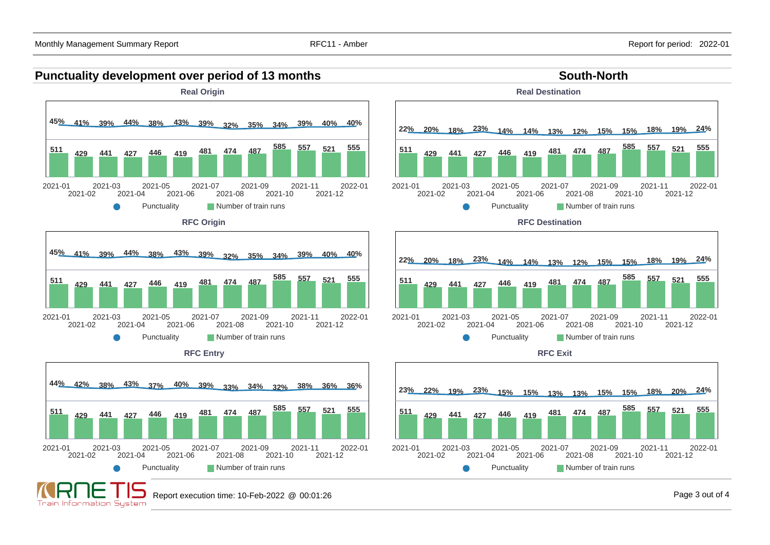## Punctuality development over period of 13 months

## South-North

### Real Origin

| Month | 2021-01 | 2021-02 | 2021-03 | 2021-04 | 2021-05 | 2021-06 | 2021-07 | 2021-08 | 2021-09 | 2021-10 | 2021-11 | 2021-12 | 2022-01 |
|---|---|---|---|---|---|---|---|---|---|---|---|---|---|
| Punctuality | 45% | 41% | 39% | 44% | 38% | 43% | 39% | 32% | 35% | 34% | 39% | 40% | 40% |
| Number of train runs | 511 | 429 | 441 | 427 | 446 | 419 | 481 | 474 | 487 | 585 | 557 | 521 | 555 |

### Real Destination

| Month | 2021-01 | 2021-02 | 2021-03 | 2021-04 | 2021-05 | 2021-06 | 2021-07 | 2021-08 | 2021-09 | 2021-10 | 2021-11 | 2021-12 | 2022-01 |
|---|---|---|---|---|---|---|---|---|---|---|---|---|---|
| Punctuality | 22% | 20% | 18% | 23% | 14% | 14% | 13% | 12% | 15% | 15% | 18% | 19% | 24% |
| Number of train runs | 511 | 429 | 441 | 427 | 446 | 419 | 481 | 474 | 487 | 585 | 557 | 521 | 555 |

### RFC Origin

| Month | 2021-01 | 2021-02 | 2021-03 | 2021-04 | 2021-05 | 2021-06 | 2021-07 | 2021-08 | 2021-09 | 2021-10 | 2021-11 | 2021-12 | 2022-01 |
|---|---|---|---|---|---|---|---|---|---|---|---|---|---|
| Punctuality | 45% | 41% | 39% | 44% | 38% | 43% | 39% | 32% | 35% | 34% | 39% | 40% | 40% |
| Number of train runs | 511 | 429 | 441 | 427 | 446 | 419 | 481 | 474 | 487 | 585 | 557 | 521 | 555 |

### RFC Destination

| Month | 2021-01 | 2021-02 | 2021-03 | 2021-04 | 2021-05 | 2021-06 | 2021-07 | 2021-08 | 2021-09 | 2021-10 | 2021-11 | 2021-12 | 2022-01 |
|---|---|---|---|---|---|---|---|---|---|---|---|---|---|
| Punctuality | 22% | 20% | 18% | 23% | 14% | 14% | 13% | 12% | 15% | 15% | 18% | 19% | 24% |
| Number of train runs | 511 | 429 | 441 | 427 | 446 | 419 | 481 | 474 | 487 | 585 | 557 | 521 | 555 |

### RFC Entry

| Month | 2021-01 | 2021-02 | 2021-03 | 2021-04 | 2021-05 | 2021-06 | 2021-07 | 2021-08 | 2021-09 | 2021-10 | 2021-11 | 2021-12 | 2022-01 |
|---|---|---|---|---|---|---|---|---|---|---|---|---|---|
| Punctuality | 44% | 42% | 38% | 43% | 37% | 40% | 39% | 33% | 34% | 32% | 38% | 36% | 36% |
| Number of train runs | 511 | 429 | 441 | 427 | 446 | 419 | 481 | 474 | 487 | 585 | 557 | 521 | 555 |

### RFC Exit

| Month | 2021-01 | 2021-02 | 2021-03 | 2021-04 | 2021-05 | 2021-06 | 2021-07 | 2021-08 | 2021-09 | 2021-10 | 2021-11 | 2021-12 | 2022-01 |
|---|---|---|---|---|---|---|---|---|---|---|---|---|---|
| Punctuality | 23% | 22% | 19% | 23% | 15% | 15% | 13% | 13% | 15% | 15% | 18% | 20% | 24% |
| Number of train runs | 511 | 429 | 441 | 427 | 446 | 419 | 481 | 474 | 487 | 585 | 557 | 521 | 555 |

Report execution time: 10-Feb-2022 @ 00:01:26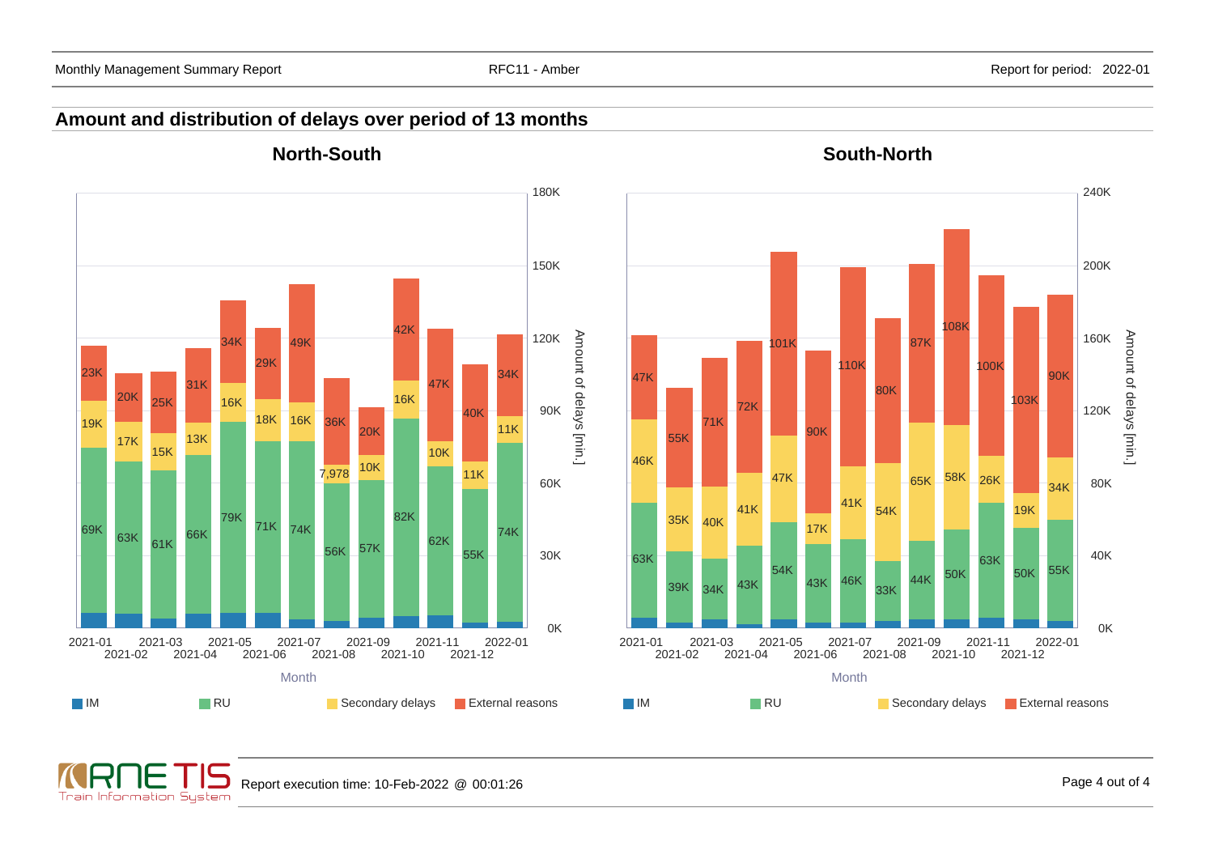## Amount and distribution of delays over period of 13 months

### North-South

180K
150K
120K
90K
60K
30K
0K

Amount of delays [min.]

23K 19K 69K
20K 17K 63K
25K 15K 61K
31K 13K 66K
34K 16K 79K
29K 18K 71K
49K 16K 74K
36K 7,978 56K
20K 10K 57K
42K 16K 82K
47K 10K 62K
40K 11K 55K
34K 11K 74K

2021-01 2021-02 2021-03 2021-04 2021-05 2021-06 2021-07 2021-08 2021-09 2021-10 2021-11 2021-12 2022-01

Month

IM RU Secondary delays External reasons

### South-North

240K
200K
160K
120K
80K
40K
0K

Amount of delays [min.]

47K 46K 63K
55K 35K 39K
71K 40K 34K
72K 41K 43K
101K 47K 54K
90K 17K 43K
110K 41K 46K
80K 54K 33K
87K 65K 44K
108K 58K 50K
100K 26K 63K
103K 19K 50K
90K 34K 55K

2021-01 2021-02 2021-03 2021-04 2021-05 2021-06 2021-07 2021-08 2021-09 2021-10 2021-11 2021-12 2022-01

Month

IM RU Secondary delays External reasons

Report execution time: 10-Feb-2022 @ 00:01:26